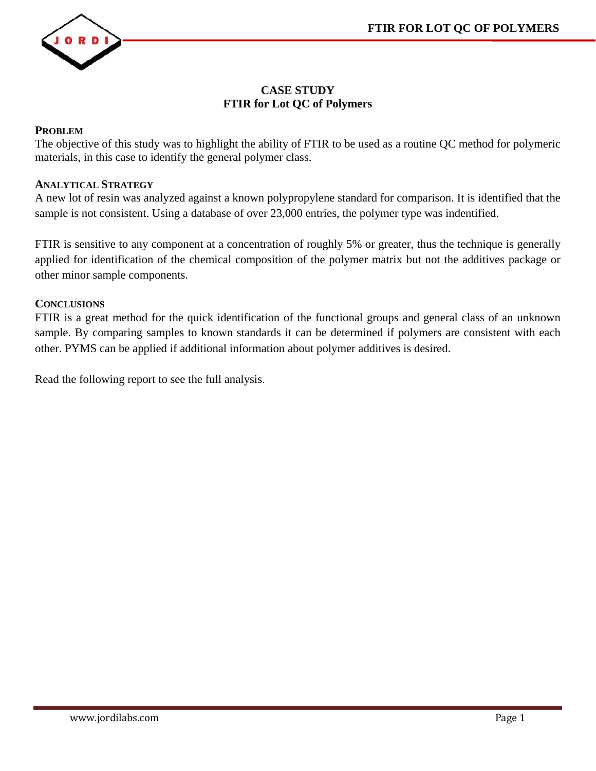# CASE STUDY
# FTIR for Lot QC of Polymers

## PROBLEM

The objective of this study was to highlight the ability of FTIR to be used as a routine QC method for polymeric materials, in this case to identify the general polymer class.

## ANALYTICAL STRATEGY

A new lot of resin was analyzed against a known polypropylene standard for comparison. It is identified that the sample is not consistent. Using a database of over 23,000 entries, the polymer type was indentified.

FTIR is sensitive to any component at a concentration of roughly 5% or greater, thus the technique is generally applied for identification of the chemical composition of the polymer matrix but not the additives package or other minor sample components.

## CONCLUSIONS

FTIR is a great method for the quick identification of the functional groups and general class of an unknown sample. By comparing samples to known standards it can be determined if polymers are consistent with each other. PYMS can be applied if additional information about polymer additives is desired.

Read the following report to see the full analysis.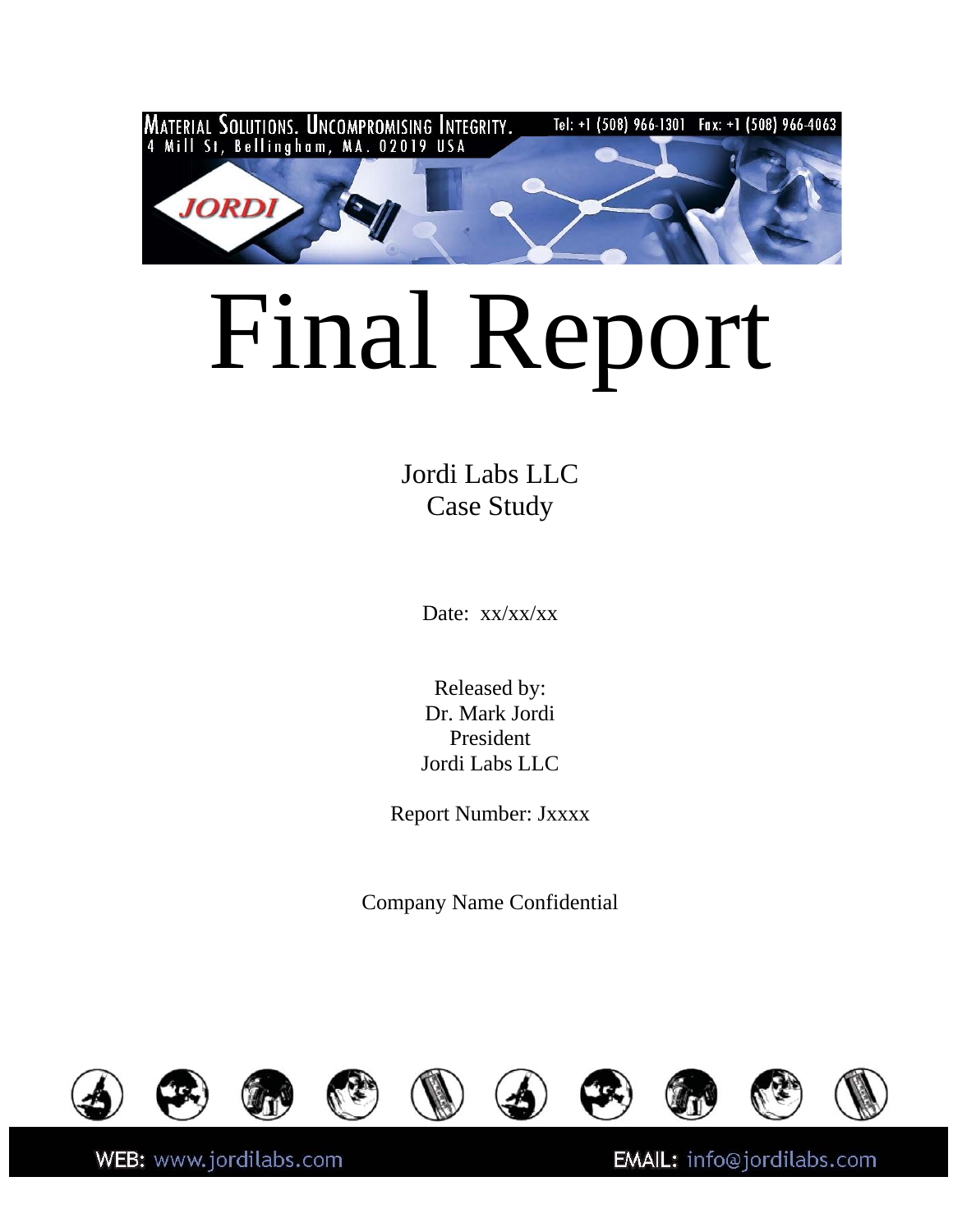# Final Report

Jordi Labs LLC
Case Study

Date: xx/xx/xx

Released by:
Dr. Mark Jordi
President
Jordi Labs LLC

Report Number: Jxxxx

Company Name Confidential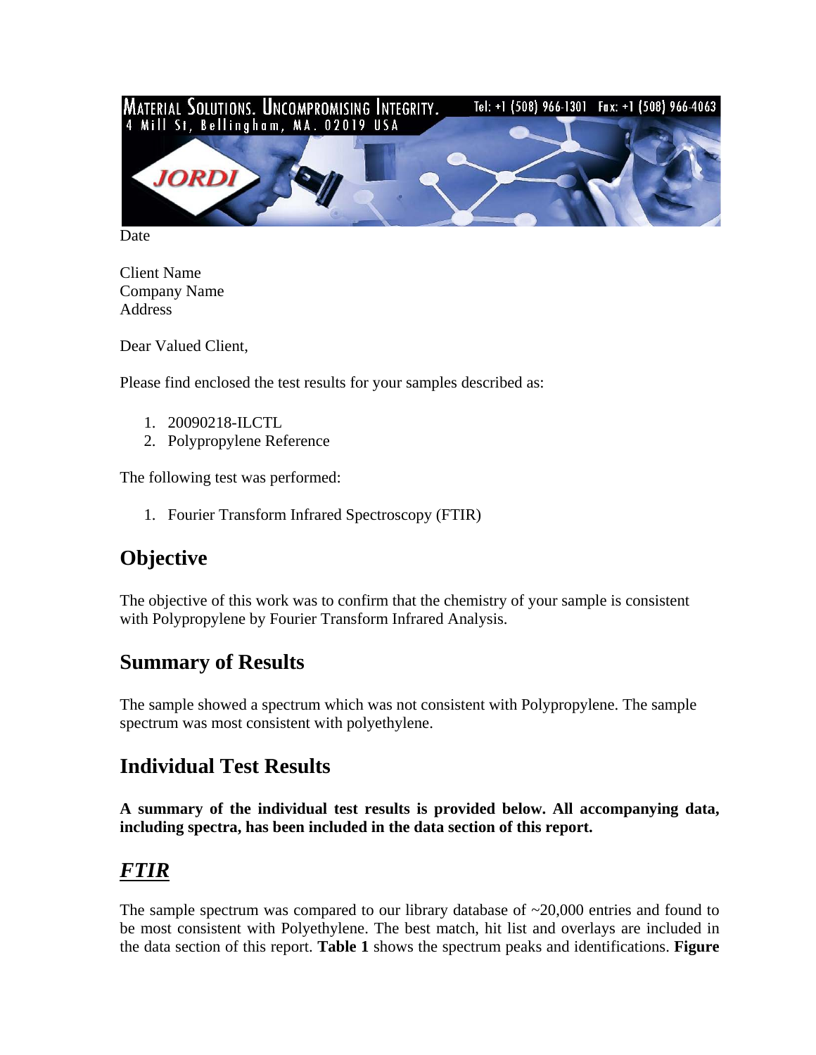MATERIAL SOLUTIONS. UNCOMPROMISING INTEGRITY. Tel: +1 (508) 966-1301 Fax: +1 (508) 966-4063
4 Mill St, Bellingham, MA. 02019 USA

JORDI

Date

Client Name
Company Name
Address

Dear Valued Client,

Please find enclosed the test results for your samples described as:

1. 20090218-ILCTL
2. Polypropylene Reference

The following test was performed:

1. Fourier Transform Infrared Spectroscopy (FTIR)

## Objective

The objective of this work was to confirm that the chemistry of your sample is consistent with Polypropylene by Fourier Transform Infrared Analysis.

## Summary of Results

The sample showed a spectrum which was not consistent with Polypropylene. The sample spectrum was most consistent with polyethylene.

## Individual Test Results

**A summary of the individual test results is provided below. All accompanying data, including spectra, has been included in the data section of this report.**

### ***FTIR***

The sample spectrum was compared to our library database of ~20,000 entries and found to be most consistent with Polyethylene. The best match, hit list and overlays are included in the data section of this report. **Table 1** shows the spectrum peaks and identifications. **Figure**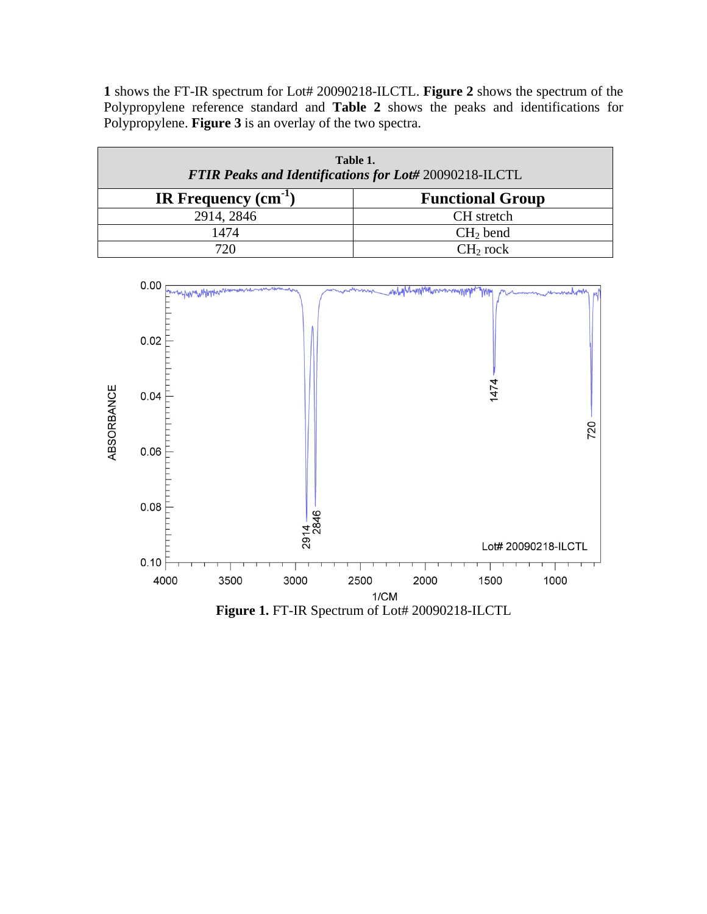1 shows the FT-IR spectrum for Lot# 20090218-ILCTL. **Figure 2** shows the spectrum of the Polypropylene reference standard and **Table 2** shows the peaks and identifications for Polypropylene. **Figure 3** is an overlay of the two spectra.

**Table 1.**
***FTIR Peaks and Identifications for Lot#*** 20090218-ILCTL

| IR Frequency ($cm^{-1}$) | Functional Group |
|---|---|
| 2914, 2846 | CH stretch |
| 1474 | $CH_2$ bend |
| 720 | $CH_2$ rock |

**Figure 1.** FT-IR Spectrum of Lot# 20090218-ILCTL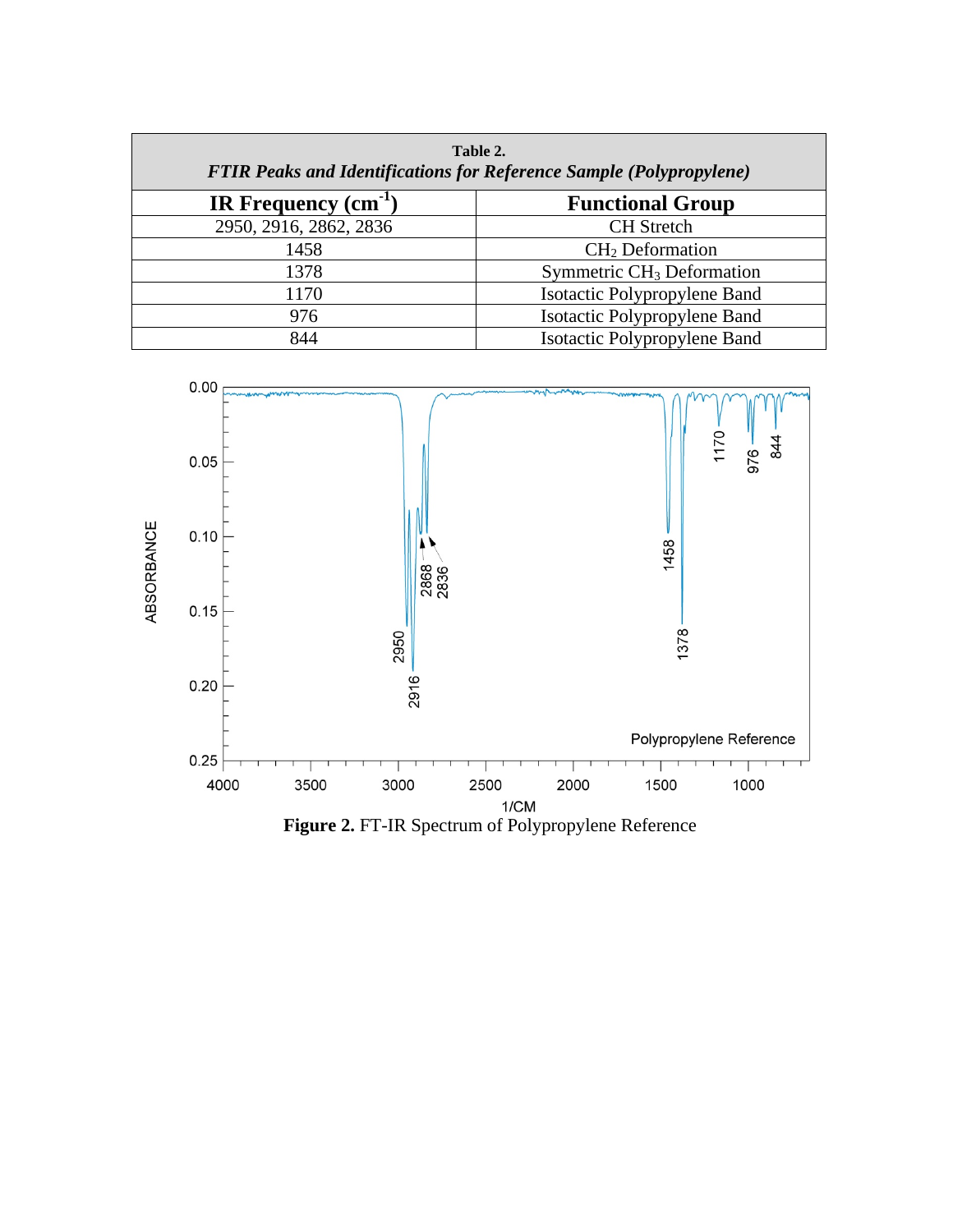**Table 2.**
***FTIR Peaks and Identifications for Reference Sample (Polypropylene)***

| IR Frequency ($cm^{-1}$) | Functional Group |
|---|---|
| 2950, 2916, 2862, 2836 | CH Stretch |
| 1458 | $CH_2$ Deformation |
| 1378 | Symmetric $CH_3$ Deformation |
| 1170 | Isotactic Polypropylene Band |
| 976 | Isotactic Polypropylene Band |
| 844 | Isotactic Polypropylene Band |

**Figure 2.** FT-IR Spectrum of Polypropylene Reference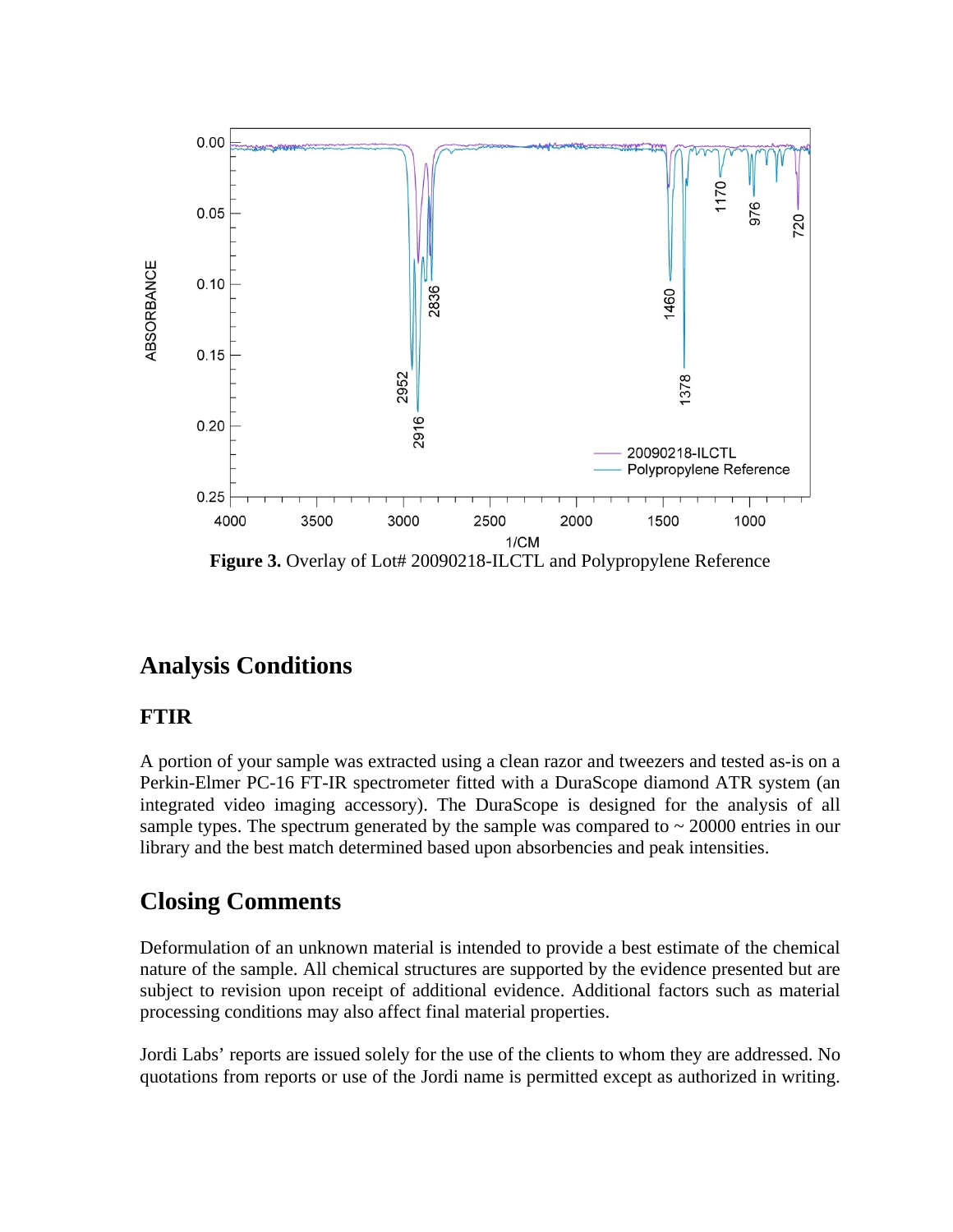**Figure 3.** Overlay of Lot# 20090218-ILCTL and Polypropylene Reference

## Analysis Conditions

### FTIR

A portion of your sample was extracted using a clean razor and tweezers and tested as-is on a Perkin-Elmer PC-16 FT-IR spectrometer fitted with a DuraScope diamond ATR system (an integrated video imaging accessory). The DuraScope is designed for the analysis of all sample types. The spectrum generated by the sample was compared to ~ 20000 entries in our library and the best match determined based upon absorbencies and peak intensities.

## Closing Comments

Deformulation of an unknown material is intended to provide a best estimate of the chemical nature of the sample. All chemical structures are supported by the evidence presented but are subject to revision upon receipt of additional evidence. Additional factors such as material processing conditions may also affect final material properties.

Jordi Labs' reports are issued solely for the use of the clients to whom they are addressed. No quotations from reports or use of the Jordi name is permitted except as authorized in writing.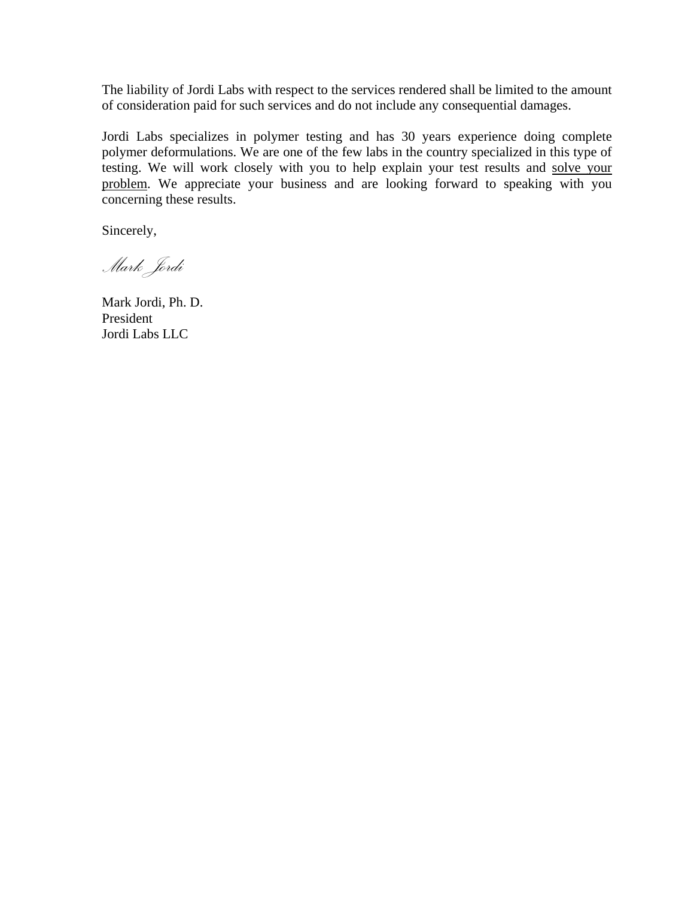The liability of Jordi Labs with respect to the services rendered shall be limited to the amount of consideration paid for such services and do not include any consequential damages.

Jordi Labs specializes in polymer testing and has 30 years experience doing complete polymer deformulations. We are one of the few labs in the country specialized in this type of testing. We will work closely with you to help explain your test results and <u>solve your problem</u>. We appreciate your business and are looking forward to speaking with you concerning these results.

Sincerely,

*Mark Jordi*

Mark Jordi, Ph. D.
President
Jordi Labs LLC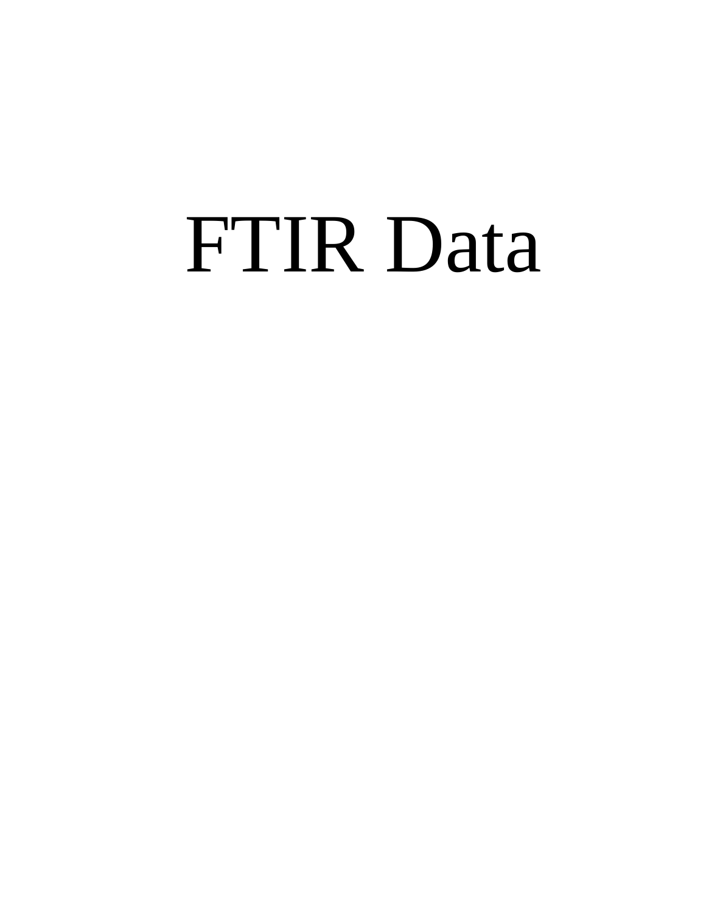# FTIR Data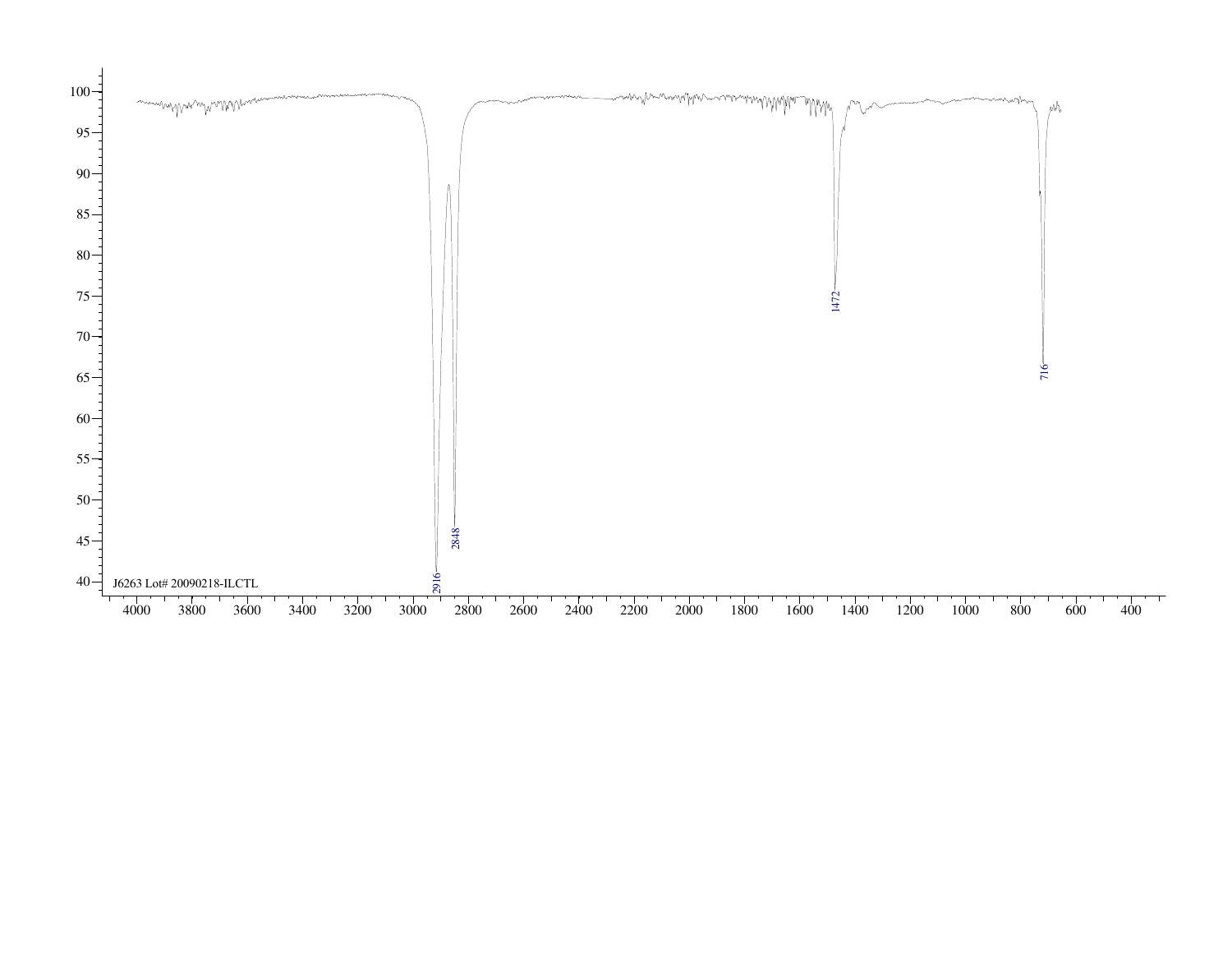J6263 Lot# 20090218-ILCTL

2916

2848

1472

716

4000 3800 3600 3400 3200 3000 2800 2600 2400 2200 2000 1800 1600 1400 1200 1000 800 600 400

100 95 90 85 80 75 70 65 60 55 50 45 40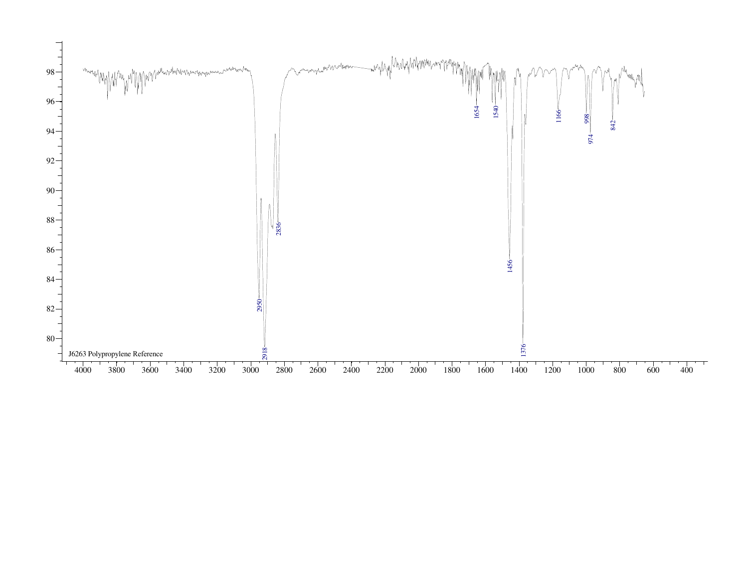J6263 Polypropylene Reference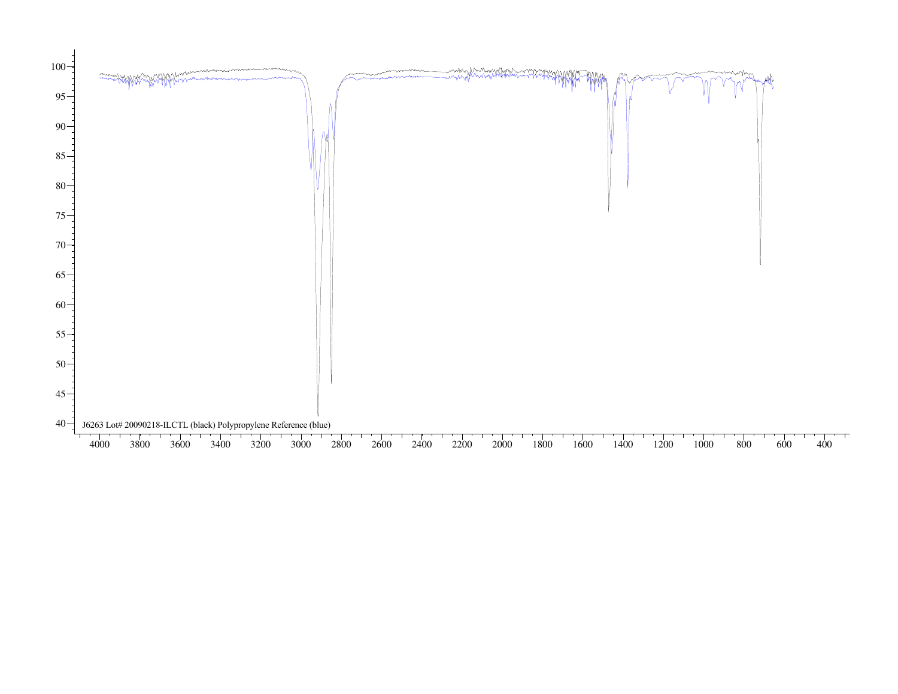J6263 Lot# 20090218-ILCTL (black) Polypropylene Reference (blue)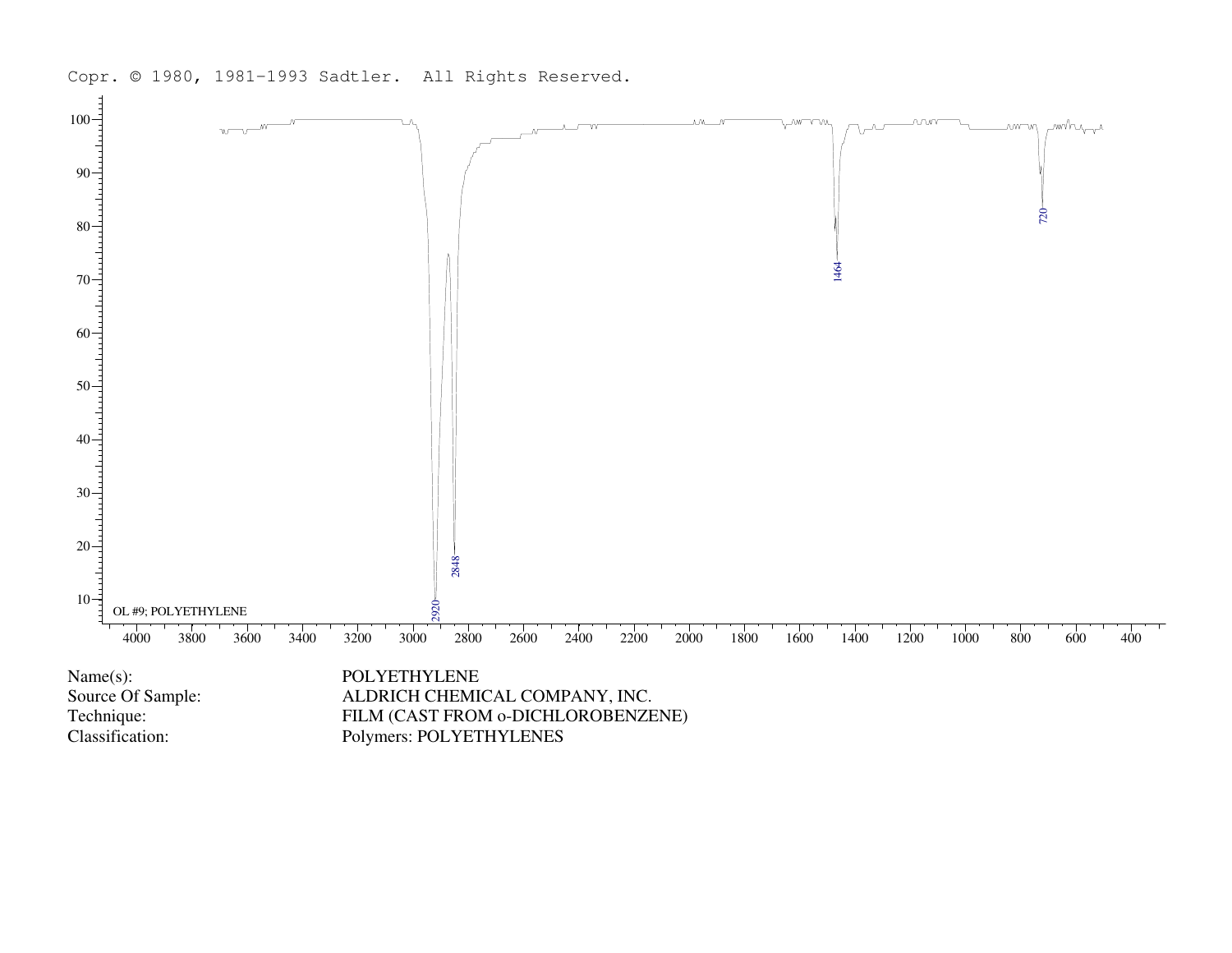Copr. © 1980, 1981-1993 Sadtler. All Rights Reserved.

OL #9; POLYETHYLENE

| | |
|---|---|
| Name(s): | POLYETHYLENE |
| Source Of Sample: | ALDRICH CHEMICAL COMPANY, INC. |
| Technique: | FILM (CAST FROM o-DICHLOROBENZENE) |
| Classification: | Polymers: POLYETHYLENES |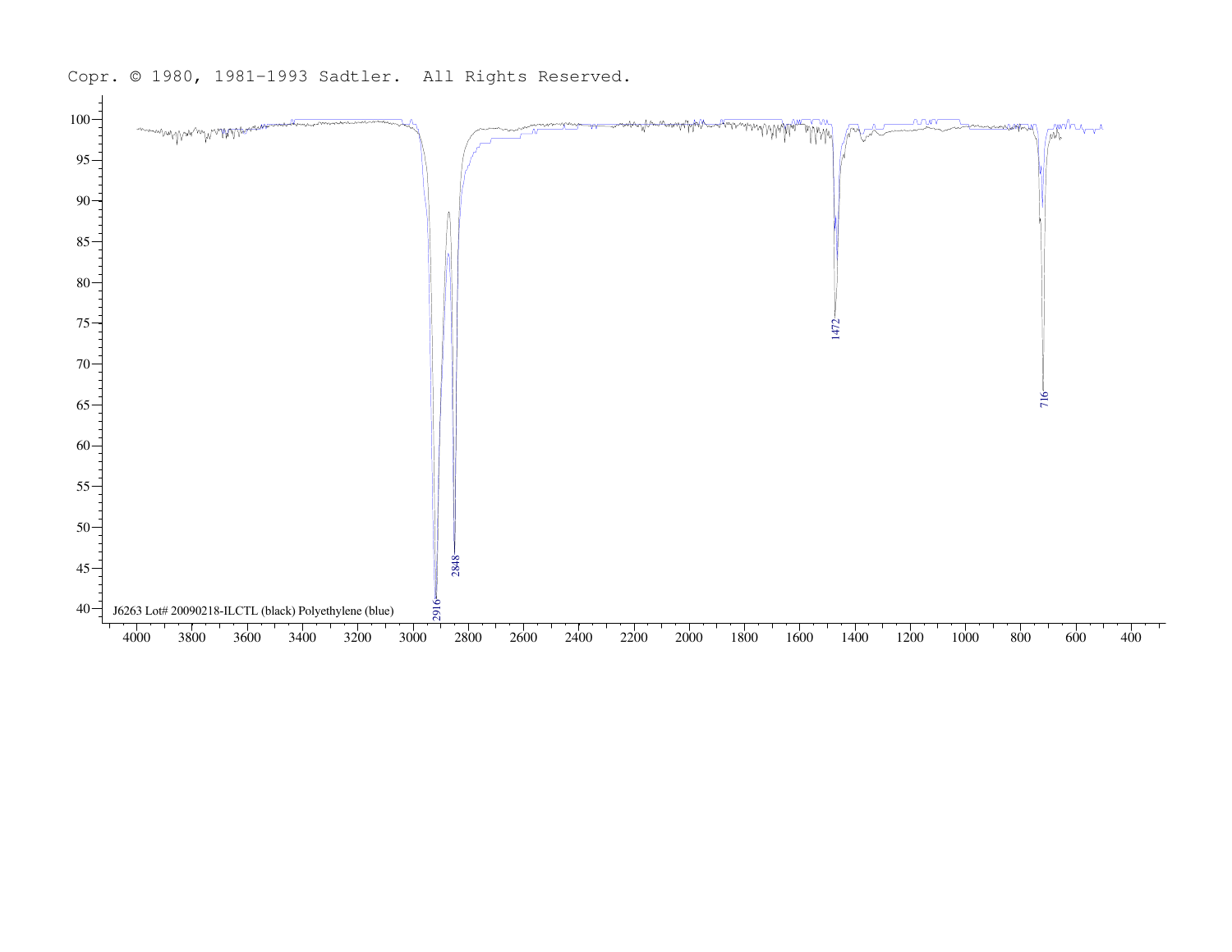Copr. © 1980, 1981-1993 Sadtler. All Rights Reserved.

J6263 Lot# 20090218-ILCTL (black) Polyethylene (blue)

2916

2848

1472

716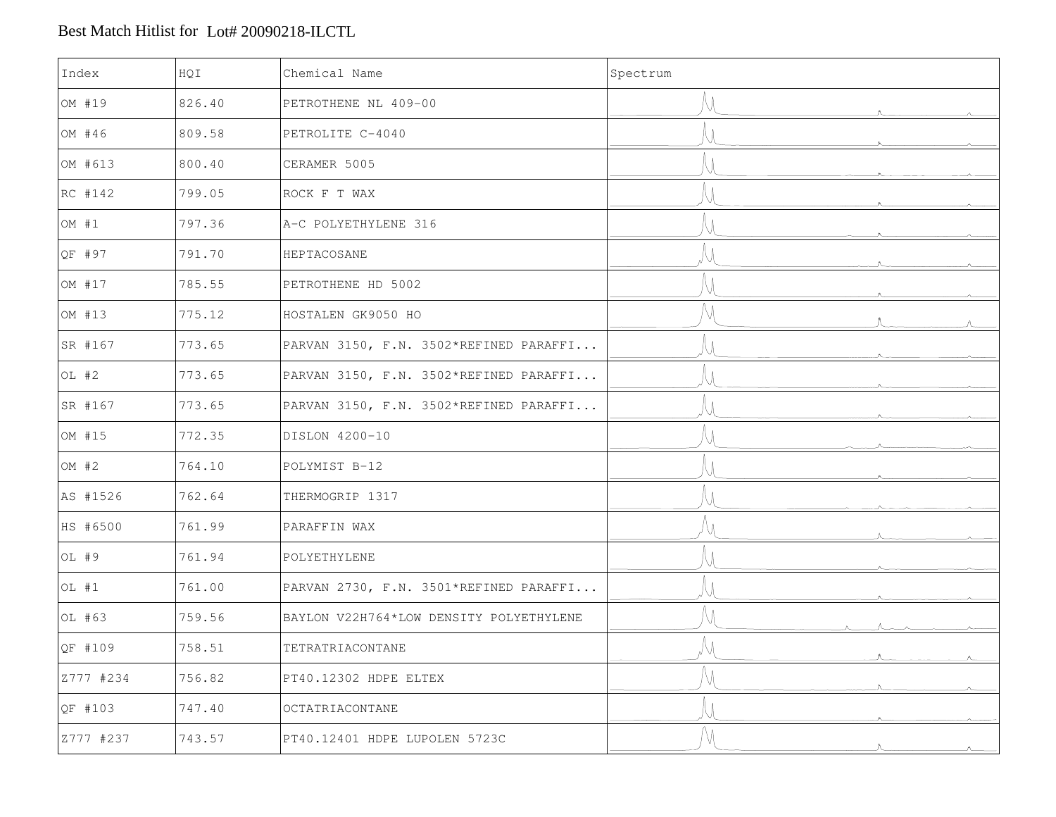Best Match Hitlist for Lot# 20090218-ILCTL

| Index | HQI | Chemical Name | Spectrum |
|---|---|---|---|
| OM #19 | 826.40 | PETROTHENE NL 409-00 | |
| OM #46 | 809.58 | PETROLITE C-4040 | |
| OM #613 | 800.40 | CERAMER 5005 | |
| RC #142 | 799.05 | ROCK F T WAX | |
| OM #1 | 797.36 | A-C POLYETHYLENE 316 | |
| QF #97 | 791.70 | HEPTACOSANE | |
| OM #17 | 785.55 | PETROTHENE HD 5002 | |
| OM #13 | 775.12 | HOSTALEN GK9050 HO | |
| SR #167 | 773.65 | PARVAN 3150, F.N. 3502*REFINED PARAFFI... | |
| OL #2 | 773.65 | PARVAN 3150, F.N. 3502*REFINED PARAFFI... | |
| SR #167 | 773.65 | PARVAN 3150, F.N. 3502*REFINED PARAFFI... | |
| OM #15 | 772.35 | DISLON 4200-10 | |
| OM #2 | 764.10 | POLYMIST B-12 | |
| AS #1526 | 762.64 | THERMOGRIP 1317 | |
| HS #6500 | 761.99 | PARAFFIN WAX | |
| OL #9 | 761.94 | POLYETHYLENE | |
| OL #1 | 761.00 | PARVAN 2730, F.N. 3501*REFINED PARAFFI... | |
| OL #63 | 759.56 | BAYLON V22H764*LOW DENSITY POLYETHYLENE | |
| QF #109 | 758.51 | TETRATRIACONTANE | |
| Z777 #234 | 756.82 | PT40.12302 HDPE ELTEX | |
| QF #103 | 747.40 | OCTATRIACONTANE | |
| Z777 #237 | 743.57 | PT40.12401 HDPE LUPOLEN 5723C | |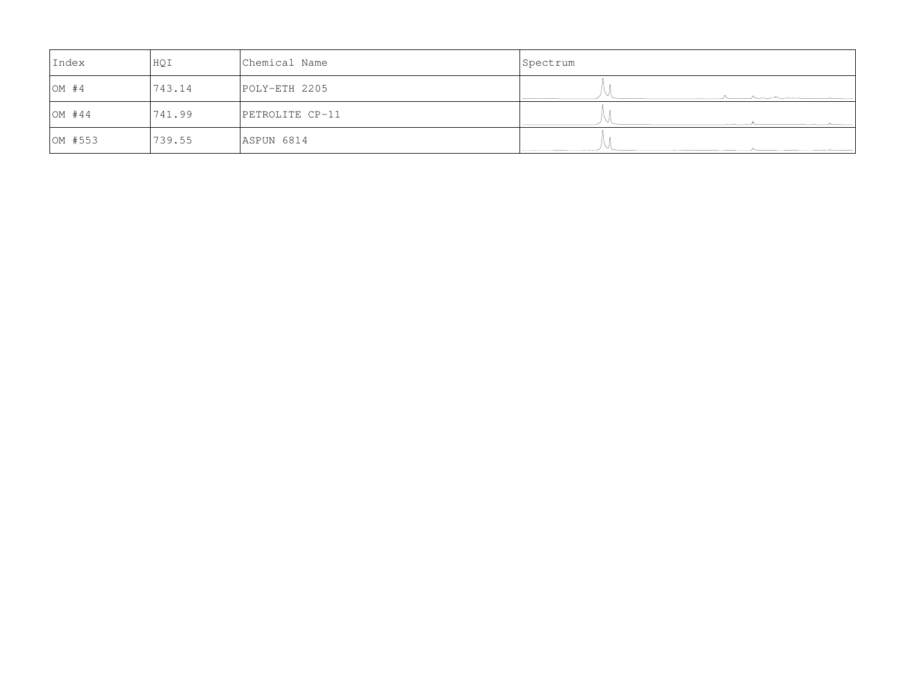| Index | HQI | Chemical Name | Spectrum |
| --- | --- | --- | --- |
| OM #4 | 743.14 | POLY-ETH 2205 | |
| OM #44 | 741.99 | PETROLITE CP-11 | |
| OM #553 | 739.55 | ASPUN 6814 | |